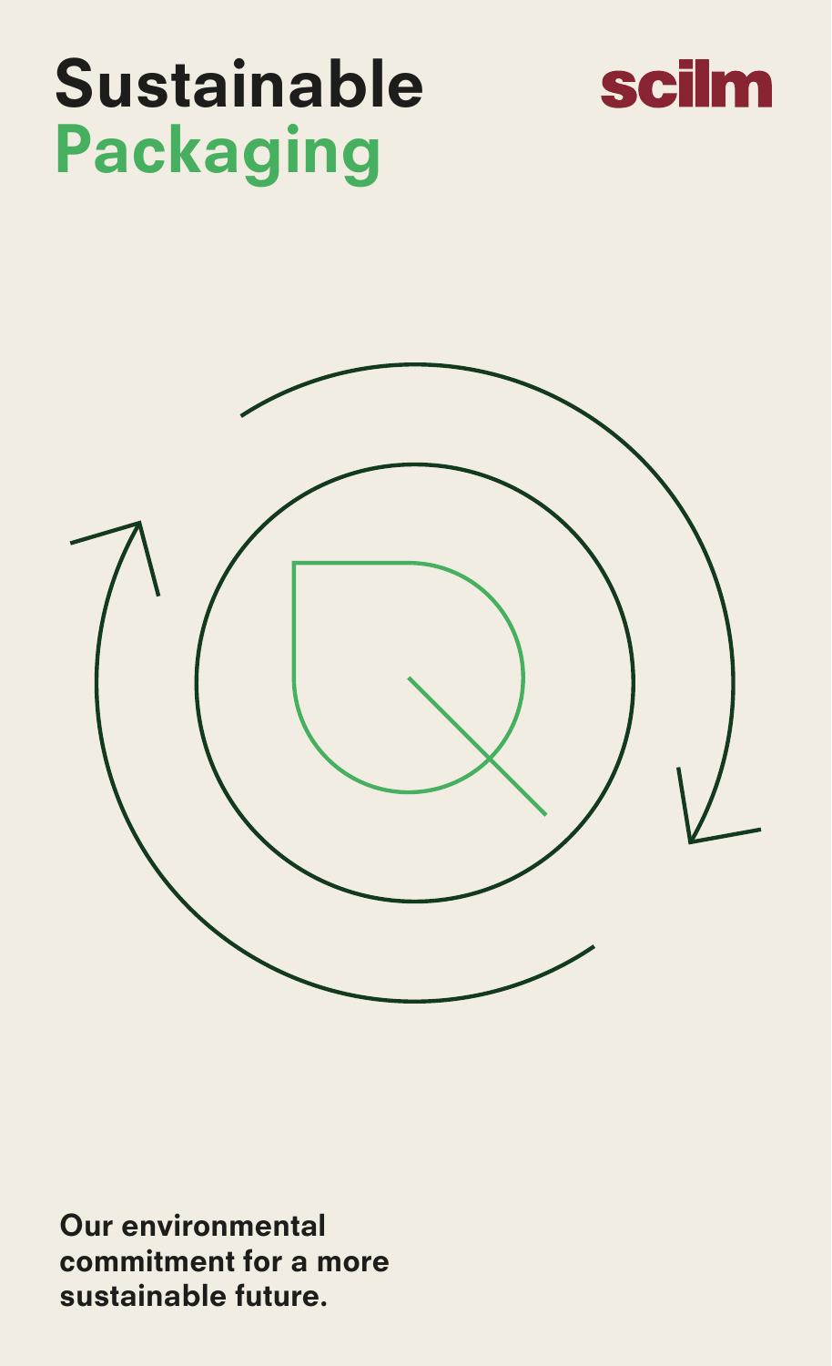# Sustainable Packaging

scilm

**Our environmental commitment for a more sustainable future.**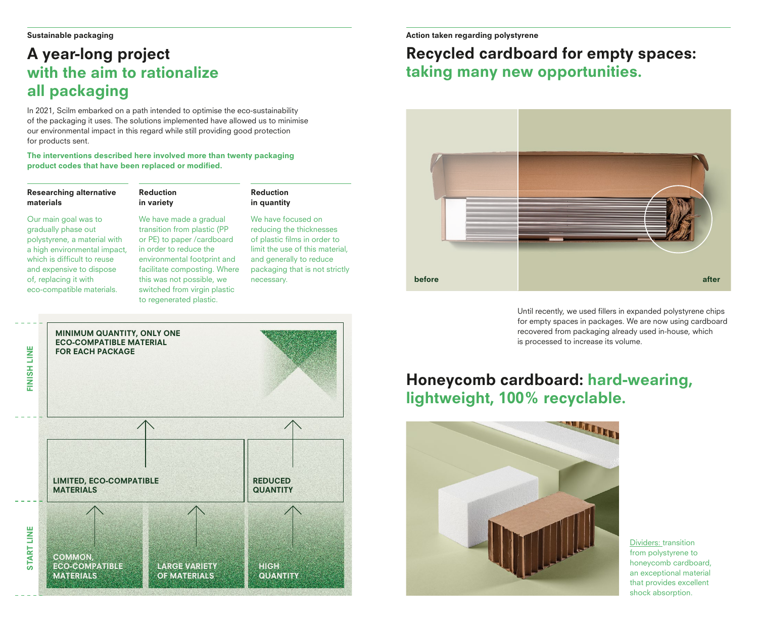Sustainable packaging

# A year-long project with the aim to rationalize all packaging

In 2021, Scilm embarked on a path intended to optimise the eco-sustainability of the packaging it uses. The solutions implemented have allowed us to minimise our environmental impact in this regard while still providing good protection for products sent.

**The interventions described here involved more than twenty packaging product codes that have been replaced or modified.**

### Researching alternative materials

Our main goal was to gradually phase out polystyrene, a material with a high environmental impact, which is difficult to reuse and expensive to dispose of, replacing it with eco-compatible materials.

### Reduction in variety

We have made a gradual transition from plastic (PP or PE) to paper /cardboard in order to reduce the environmental footprint and facilitate composting. Where this was not possible, we switched from virgin plastic to regenerated plastic.

### Reduction in quantity

We have focused on reducing the thicknesses of plastic films in order to limit the use of this material, and generally to reduce packaging that is not strictly necessary.

**FINISH LINE**

**MINIMUM QUANTITY, ONLY ONE ECO-COMPATIBLE MATERIAL FOR EACH PACKAGE**

**LIMITED, ECO-COMPATIBLE MATERIALS**

**REDUCED QUANTITY**

**START LINE**

**COMMON, ECO-COMPATIBLE MATERIALS**

**LARGE VARIETY OF MATERIALS**

**HIGH QUANTITY**

Action taken regarding polystyrene

## Recycled cardboard for empty spaces: taking many new opportunities.

before

after

Until recently, we used fillers in expanded polystyrene chips for empty spaces in packages. We are now using cardboard recovered from packaging already used in-house, which is processed to increase its volume.

## Honeycomb cardboard: hard-wearing, lightweight, 100% recyclable.

Dividers: transition from polystyrene to honeycomb cardboard, an exceptional material that provides excellent shock absorption.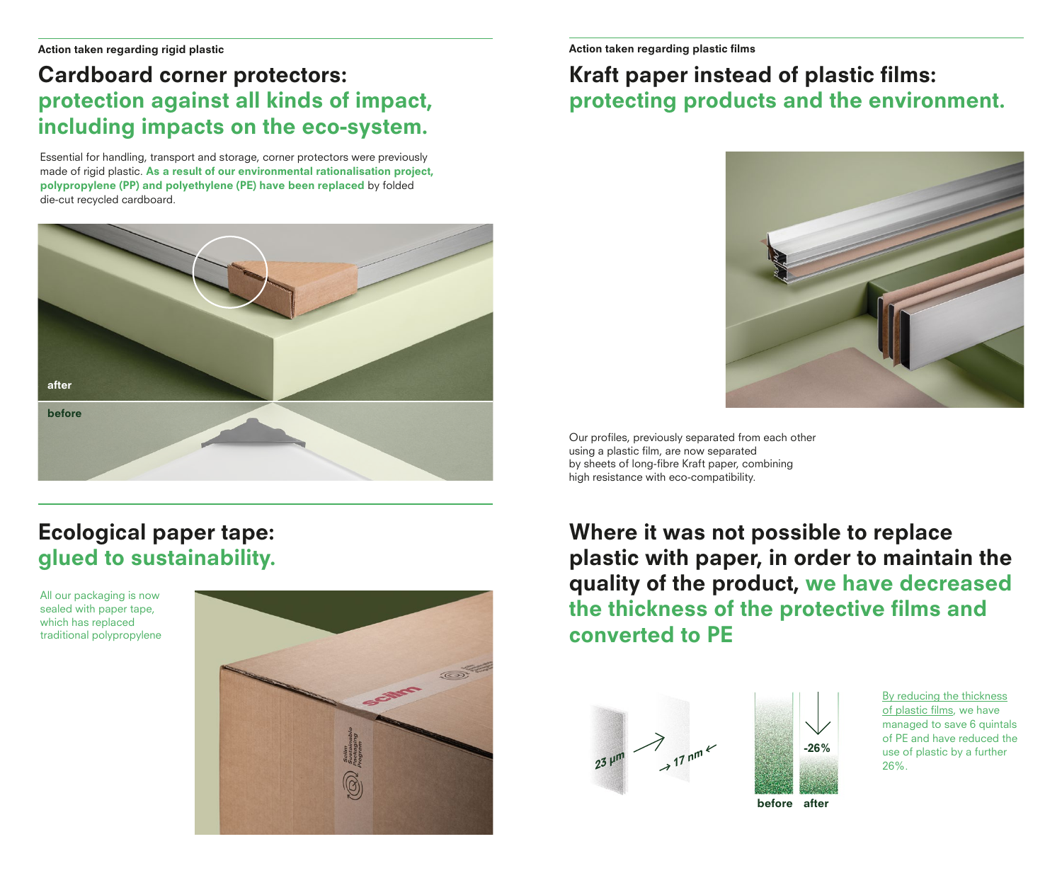**Action taken regarding rigid plastic**

## Cardboard corner protectors: protection against all kinds of impact, including impacts on the eco-system.

Essential for handling, transport and storage, corner protectors were previously made of rigid plastic. **As a result of our environmental rationalisation project, polypropylene (PP) and polyethylene (PE) have been replaced** by folded die-cut recycled cardboard.

after

before

**Action taken regarding plastic films**

## Kraft paper instead of plastic films: protecting products and the environment.

Our profiles, previously separated from each other using a plastic film, are now separated by sheets of long-fibre Kraft paper, combining high resistance with eco-compatibility.

## Ecological paper tape: glued to sustainability.

All our packaging is now sealed with paper tape, which has replaced traditional polypropylene

## Where it was not possible to replace plastic with paper, in order to maintain the quality of the product, we have decreased the thickness of the protective films and converted to PE

23 μm → 17 nm

-26%

before after

By reducing the thickness of plastic films, we have managed to save 6 quintals of PE and have reduced the use of plastic by a further 26%.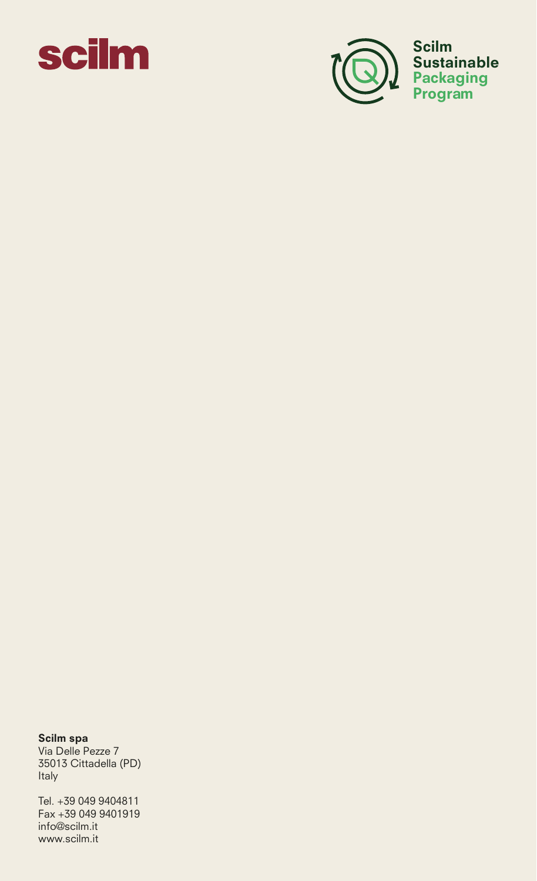scilm

Scilm
Sustainable
Packaging
Program

**Scilm spa**
Via Delle Pezze 7
35013 Cittadella (PD)
Italy

Tel. +39 049 9404811
Fax +39 049 9401919
info@scilm.it
www.scilm.it